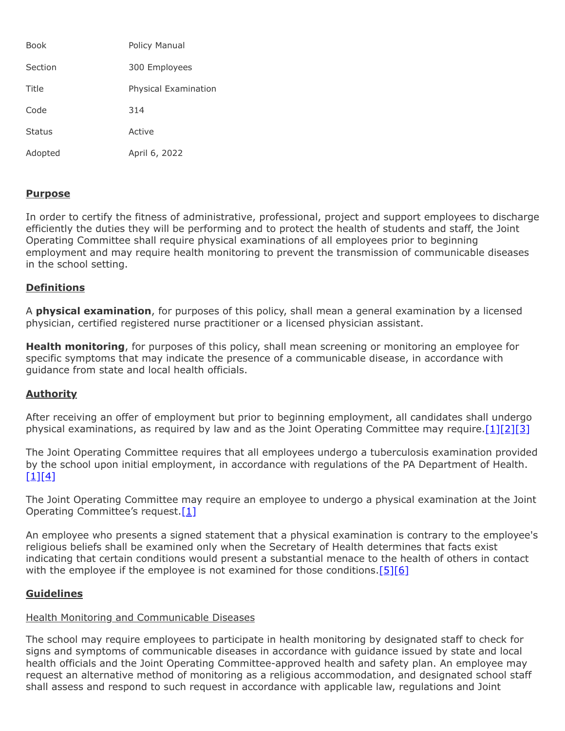| Book | Policy Manual |
| --- | --- |
| Section | 300 Employees |
| Title | Physical Examination |
| Code | 314 |
| Status | Active |
| Adopted | April 6, 2022 |

## Purpose

In order to certify the fitness of administrative, professional, project and support employees to discharge efficiently the duties they will be performing and to protect the health of students and staff, the Joint Operating Committee shall require physical examinations of all employees prior to beginning employment and may require health monitoring to prevent the transmission of communicable diseases in the school setting.

## Definitions

A **physical examination**, for purposes of this policy, shall mean a general examination by a licensed physician, certified registered nurse practitioner or a licensed physician assistant.

**Health monitoring**, for purposes of this policy, shall mean screening or monitoring an employee for specific symptoms that may indicate the presence of a communicable disease, in accordance with guidance from state and local health officials.

## Authority

After receiving an offer of employment but prior to beginning employment, all candidates shall undergo physical examinations, as required by law and as the Joint Operating Committee may require.[1][2][3]

The Joint Operating Committee requires that all employees undergo a tuberculosis examination provided by the school upon initial employment, in accordance with regulations of the PA Department of Health.[1][4]

The Joint Operating Committee may require an employee to undergo a physical examination at the Joint Operating Committee's request.[1]

An employee who presents a signed statement that a physical examination is contrary to the employee's religious beliefs shall be examined only when the Secretary of Health determines that facts exist indicating that certain conditions would present a substantial menace to the health of others in contact with the employee if the employee is not examined for those conditions.[5][6]

## Guidelines

### Health Monitoring and Communicable Diseases

The school may require employees to participate in health monitoring by designated staff to check for signs and symptoms of communicable diseases in accordance with guidance issued by state and local health officials and the Joint Operating Committee-approved health and safety plan. An employee may request an alternative method of monitoring as a religious accommodation, and designated school staff shall assess and respond to such request in accordance with applicable law, regulations and Joint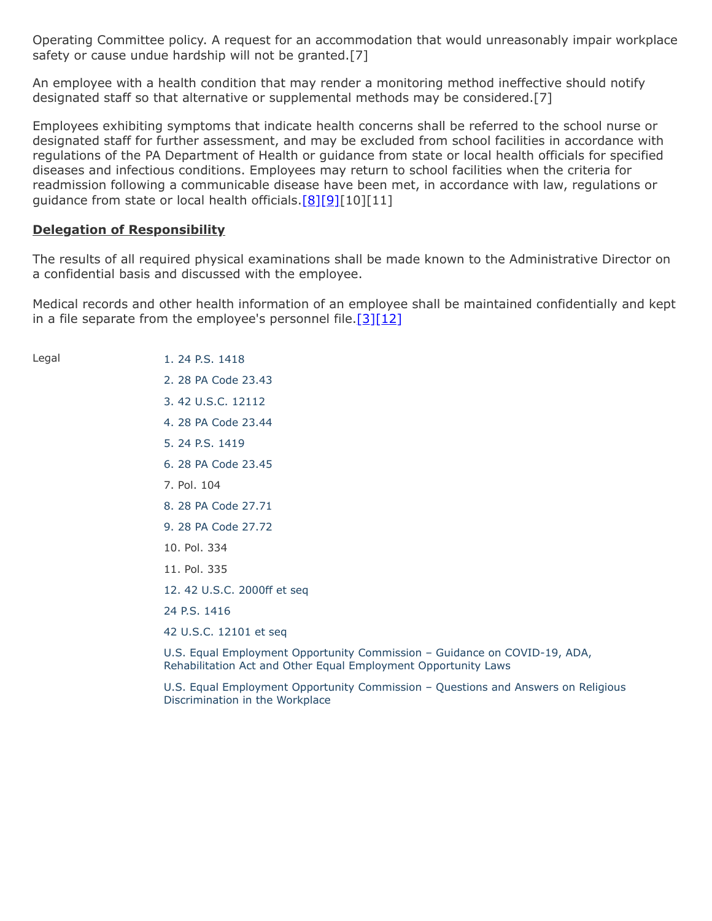Operating Committee policy. A request for an accommodation that would unreasonably impair workplace safety or cause undue hardship will not be granted.[7]

An employee with a health condition that may render a monitoring method ineffective should notify designated staff so that alternative or supplemental methods may be considered.[7]

Employees exhibiting symptoms that indicate health concerns shall be referred to the school nurse or designated staff for further assessment, and may be excluded from school facilities in accordance with regulations of the PA Department of Health or guidance from state or local health officials for specified diseases and infectious conditions. Employees may return to school facilities when the criteria for readmission following a communicable disease have been met, in accordance with law, regulations or guidance from state or local health officials.[8][9][10][11]

**Delegation of Responsibility**

The results of all required physical examinations shall be made known to the Administrative Director on a confidential basis and discussed with the employee.

Medical records and other health information of an employee shall be maintained confidentially and kept in a file separate from the employee's personnel file.[3][12]

Legal

1. 24 P.S. 1418
2. 28 PA Code 23.43
3. 42 U.S.C. 12112
4. 28 PA Code 23.44
5. 24 P.S. 1419
6. 28 PA Code 23.45
7. Pol. 104
8. 28 PA Code 27.71
9. 28 PA Code 27.72
10. Pol. 334
11. Pol. 335
12. 42 U.S.C. 2000ff et seq

24 P.S. 1416

42 U.S.C. 12101 et seq

U.S. Equal Employment Opportunity Commission – Guidance on COVID-19, ADA, Rehabilitation Act and Other Equal Employment Opportunity Laws

U.S. Equal Employment Opportunity Commission – Questions and Answers on Religious Discrimination in the Workplace